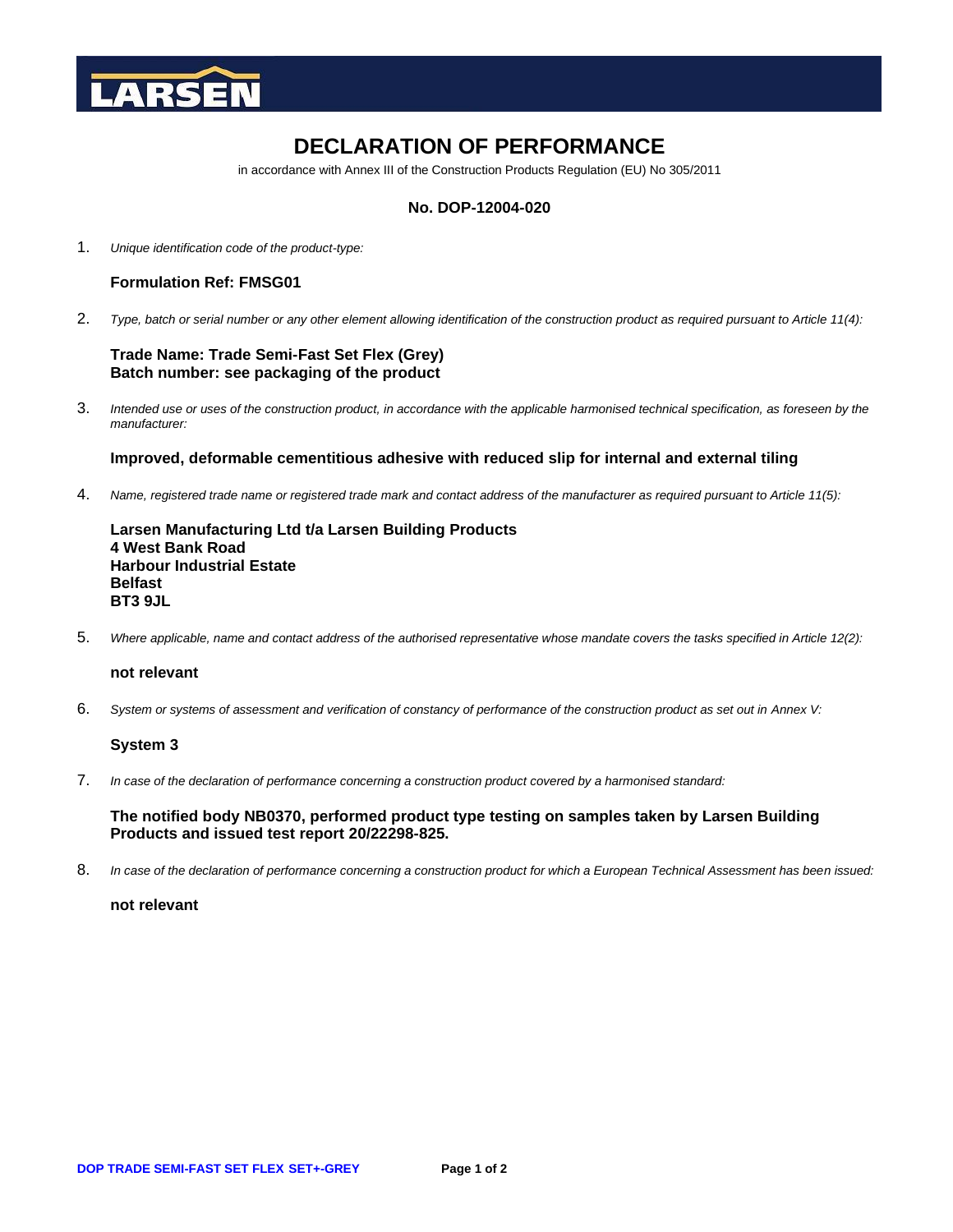LARSEN

# DECLARATION OF PERFORMANCE

in accordance with Annex III of the Construction Products Regulation (EU) No 305/2011

## No. DOP-12004-020

1. *Unique identification code of the product-type:*

   **Formulation Ref: FMSG01**

2. *Type, batch or serial number or any other element allowing identification of the construction product as required pursuant to Article 11(4):*

   **Trade Name: Trade Semi-Fast Set Flex (Grey)**
   **Batch number: see packaging of the product**

3. *Intended use or uses of the construction product, in accordance with the applicable harmonised technical specification, as foreseen by the manufacturer:*

   **Improved, deformable cementitious adhesive with reduced slip for internal and external tiling**

4. *Name, registered trade name or registered trade mark and contact address of the manufacturer as required pursuant to Article 11(5):*

   **Larsen Manufacturing Ltd t/a Larsen Building Products**
   **4 West Bank Road**
   **Harbour Industrial Estate**
   **Belfast**
   **BT3 9JL**

5. *Where applicable, name and contact address of the authorised representative whose mandate covers the tasks specified in Article 12(2):*

   **not relevant**

6. *System or systems of assessment and verification of constancy of performance of the construction product as set out in Annex V:*

   **System 3**

7. *In case of the declaration of performance concerning a construction product covered by a harmonised standard:*

   **The notified body NB0370, performed product type testing on samples taken by Larsen Building Products and issued test report 20/22298-825.**

8. *In case of the declaration of performance concerning a construction product for which a European Technical Assessment has been issued:*

   **not relevant**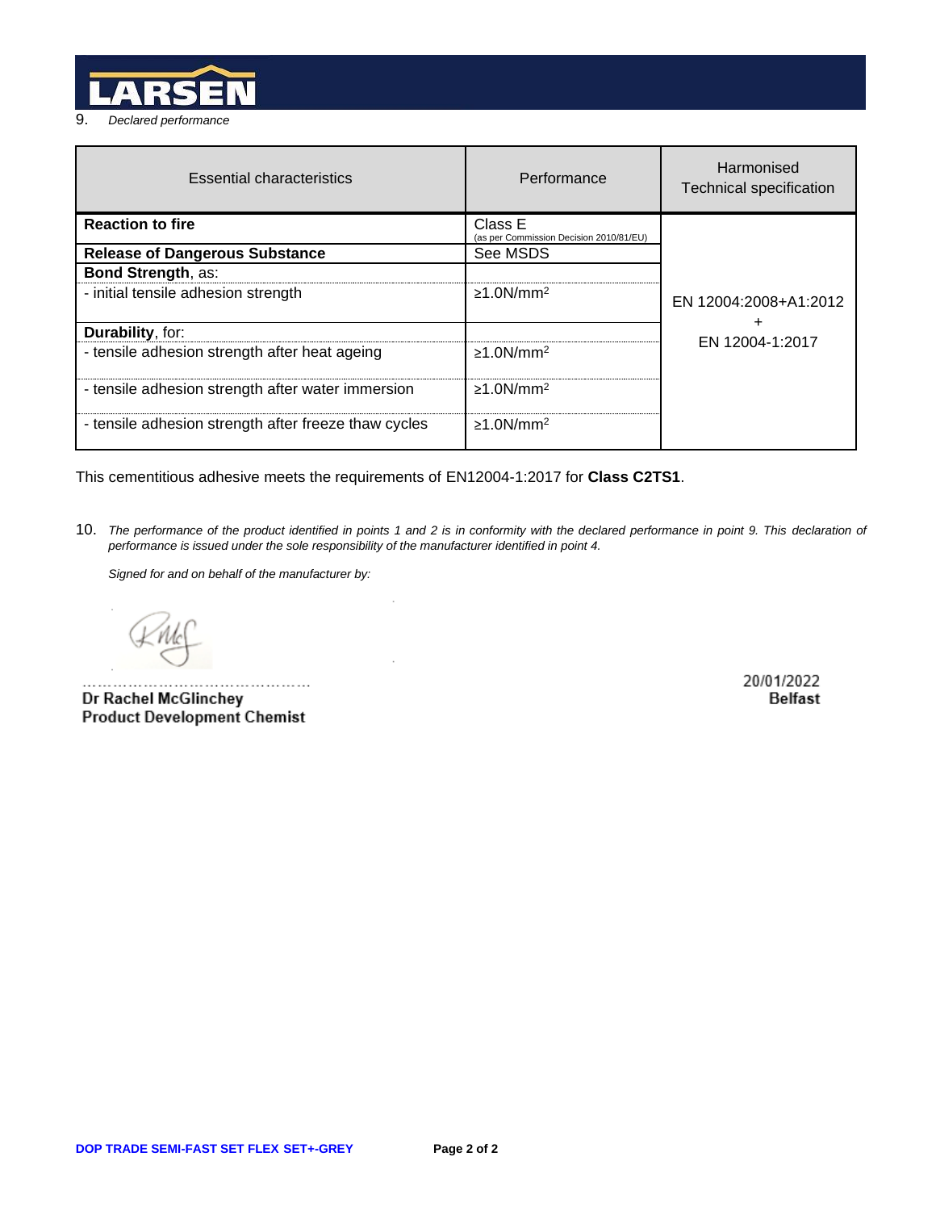9. *Declared performance*

| Essential characteristics | Performance | Harmonised Technical specification |
| --- | --- | --- |
| **Reaction to fire** | Class E (as per Commission Decision 2010/81/EU) | EN 12004:2008+A1:2012 + EN 12004-1:2017 |
| **Release of Dangerous Substance** | See MSDS | |
| **Bond Strength**, as: | | |
| - initial tensile adhesion strength | ≥1.0N/mm² | |
| **Durability**, for: | | |
| - tensile adhesion strength after heat ageing | ≥1.0N/mm² | |
| - tensile adhesion strength after water immersion | ≥1.0N/mm² | |
| - tensile adhesion strength after freeze thaw cycles | ≥1.0N/mm² | |

This cementitious adhesive meets the requirements of EN12004-1:2017 for **Class C2TS1**.

10. *The performance of the product identified in points 1 and 2 is in conformity with the declared performance in point 9. This declaration of performance is issued under the sole responsibility of the manufacturer identified in point 4.*

*Signed for and on behalf of the manufacturer by:*

……………………………………
**Dr Rachel McGlinchey**
**Product Development Chemist**

20/01/2022
**Belfast**

**DOP TRADE SEMI-FAST SET FLEX SET+-GREY**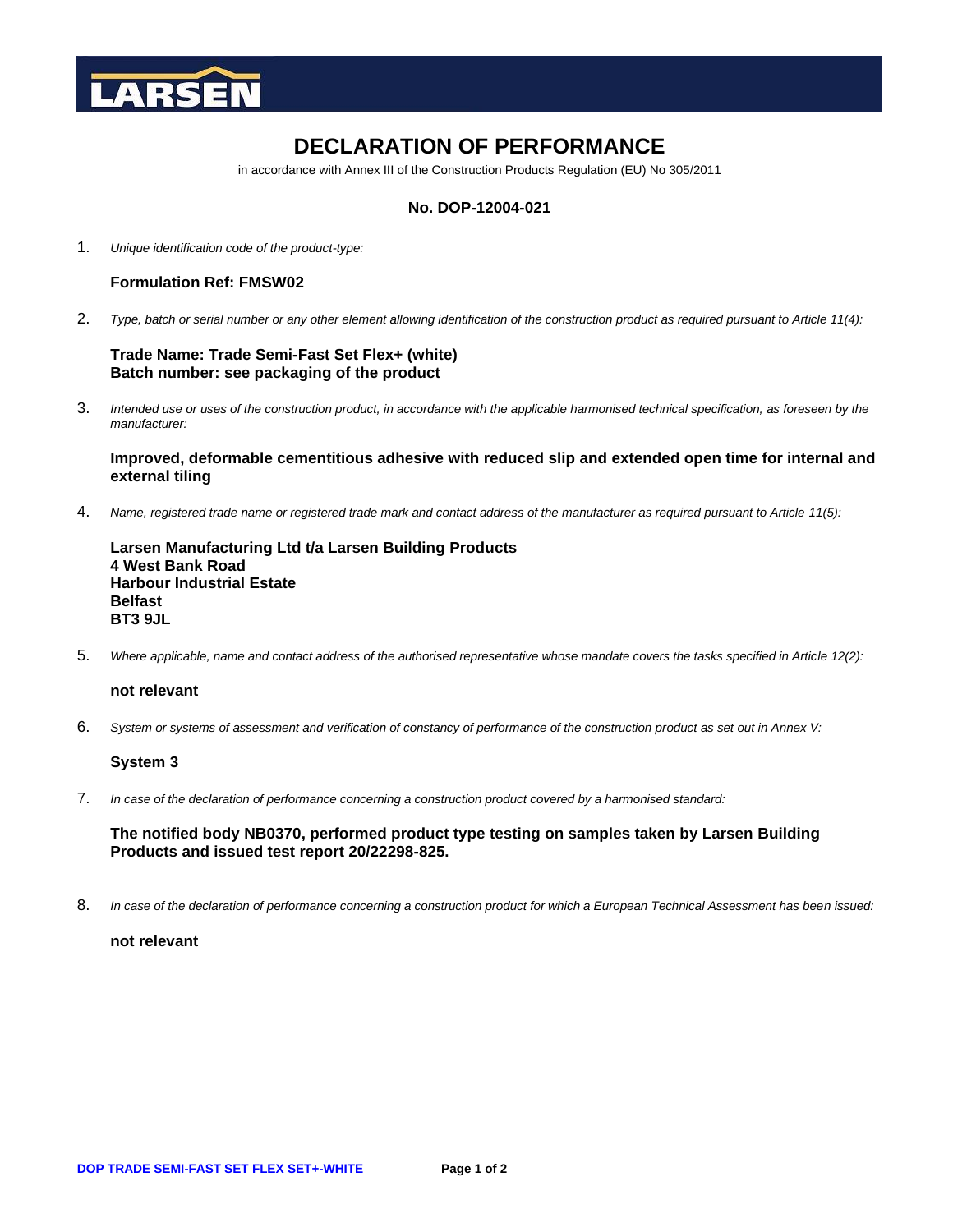# DECLARATION OF PERFORMANCE

in accordance with Annex III of the Construction Products Regulation (EU) No 305/2011

**No. DOP-12004-021**

1. *Unique identification code of the product-type:*

   **Formulation Ref: FMSW02**

2. *Type, batch or serial number or any other element allowing identification of the construction product as required pursuant to Article 11(4):*

   **Trade Name: Trade Semi-Fast Set Flex+ (white)**
   **Batch number: see packaging of the product**

3. *Intended use or uses of the construction product, in accordance with the applicable harmonised technical specification, as foreseen by the manufacturer:*

   **Improved, deformable cementitious adhesive with reduced slip and extended open time for internal and external tiling**

4. *Name, registered trade name or registered trade mark and contact address of the manufacturer as required pursuant to Article 11(5):*

   **Larsen Manufacturing Ltd t/a Larsen Building Products**
   **4 West Bank Road**
   **Harbour Industrial Estate**
   **Belfast**
   **BT3 9JL**

5. *Where applicable, name and contact address of the authorised representative whose mandate covers the tasks specified in Article 12(2):*

   **not relevant**

6. *System or systems of assessment and verification of constancy of performance of the construction product as set out in Annex V:*

   **System 3**

7. *In case of the declaration of performance concerning a construction product covered by a harmonised standard:*

   **The notified body NB0370, performed product type testing on samples taken by Larsen Building Products and issued test report 20/22298-825.**

8. *In case of the declaration of performance concerning a construction product for which a European Technical Assessment has been issued:*

   **not relevant**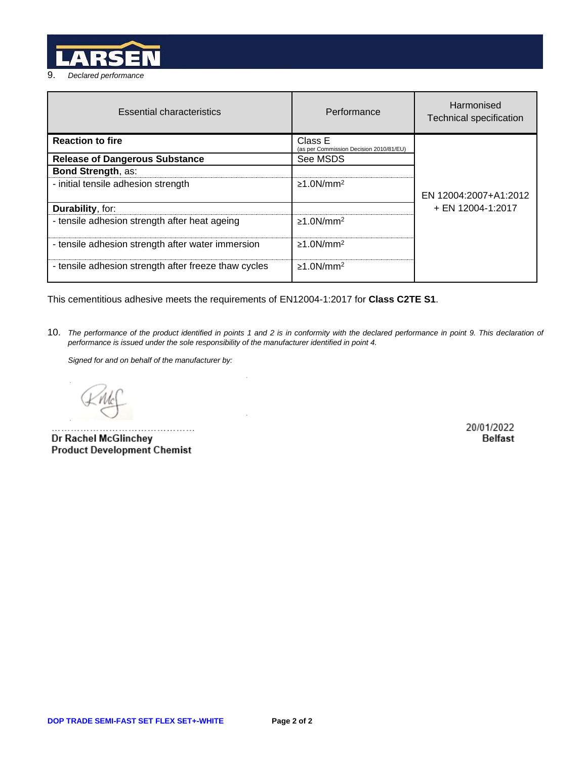LARSEN

9. *Declared performance*

| Essential characteristics | Performance | Harmonised Technical specification |
|---|---|---|
| **Reaction to fire** | Class E (as per Commission Decision 2010/81/EU) | EN 12004:2007+A1:2012 + EN 12004-1:2017 |
| **Release of Dangerous Substance** | See MSDS | |
| **Bond Strength**, as: | | |
| - initial tensile adhesion strength | ≥1.0N/mm$^2$ | |
| **Durability**, for: | | |
| - tensile adhesion strength after heat ageing | ≥1.0N/mm$^2$ | |
| - tensile adhesion strength after water immersion | ≥1.0N/mm$^2$ | |
| - tensile adhesion strength after freeze thaw cycles | ≥1.0N/mm$^2$ | |

This cementitious adhesive meets the requirements of EN12004-1:2017 for **Class C2TE S1**.

10. *The performance of the product identified in points 1 and 2 is in conformity with the declared performance in point 9. This declaration of performance is issued under the sole responsibility of the manufacturer identified in point 4.*

*Signed for and on behalf of the manufacturer by:*

……………………………………………
**Dr Rachel McGlinchey**
**Product Development Chemist**

20/01/2022
**Belfast**

**DOP TRADE SEMI-FAST SET FLEX SET+-WHITE**